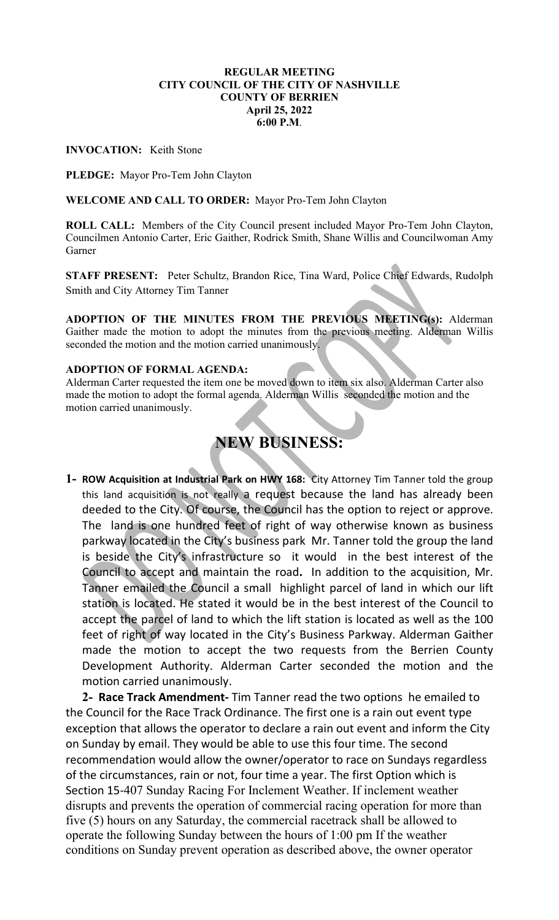**REGULAR MEETING**
**CITY COUNCIL OF THE CITY OF NASHVILLE**
**COUNTY OF BERRIEN**
**April 25, 2022**
**6:00 P.M.**

**INVOCATION:** Keith Stone

**PLEDGE:** Mayor Pro-Tem John Clayton

**WELCOME AND CALL TO ORDER:** Mayor Pro-Tem John Clayton

**ROLL CALL:** Members of the City Council present included Mayor Pro-Tem John Clayton, Councilmen Antonio Carter, Eric Gaither, Rodrick Smith, Shane Willis and Councilwoman Amy Garner

**STAFF PRESENT:** Peter Schultz, Brandon Rice, Tina Ward, Police Chief Edwards, Rudolph Smith and City Attorney Tim Tanner

**ADOPTION OF THE MINUTES FROM THE PREVIOUS MEETING(s):** Alderman Gaither made the motion to adopt the minutes from the previous meeting. Alderman Willis seconded the motion and the motion carried unanimously.

**ADOPTION OF FORMAL AGENDA:**
Alderman Carter requested the item one be moved down to item six also. Alderman Carter also made the motion to adopt the formal agenda. Alderman Willis seconded the motion and the motion carried unanimously.

# NEW BUSINESS:

**1- ROW Acquisition at Industrial Park on HWY 168:** City Attorney Tim Tanner told the group this land acquisition is not really a request because the land has already been deeded to the City. Of course, the Council has the option to reject or approve. The land is one hundred feet of right of way otherwise known as business parkway located in the City's business park Mr. Tanner told the group the land is beside the City's infrastructure so it would in the best interest of the Council to accept and maintain the road**.** In addition to the acquisition, Mr. Tanner emailed the Council a small highlight parcel of land in which our lift station is located. He stated it would be in the best interest of the Council to accept the parcel of land to which the lift station is located as well as the 100 feet of right of way located in the City's Business Parkway. Alderman Gaither made the motion to accept the two requests from the Berrien County Development Authority. Alderman Carter seconded the motion and the motion carried unanimously.

**2- Race Track Amendment-** Tim Tanner read the two options he emailed to the Council for the Race Track Ordinance. The first one is a rain out event type exception that allows the operator to declare a rain out event and inform the City on Sunday by email. They would be able to use this four time. The second recommendation would allow the owner/operator to race on Sundays regardless of the circumstances, rain or not, four time a year. The first Option which is Section 15-407 Sunday Racing For Inclement Weather. If inclement weather disrupts and prevents the operation of commercial racing operation for more than five (5) hours on any Saturday, the commercial racetrack shall be allowed to operate the following Sunday between the hours of 1:00 pm If the weather conditions on Sunday prevent operation as described above, the owner operator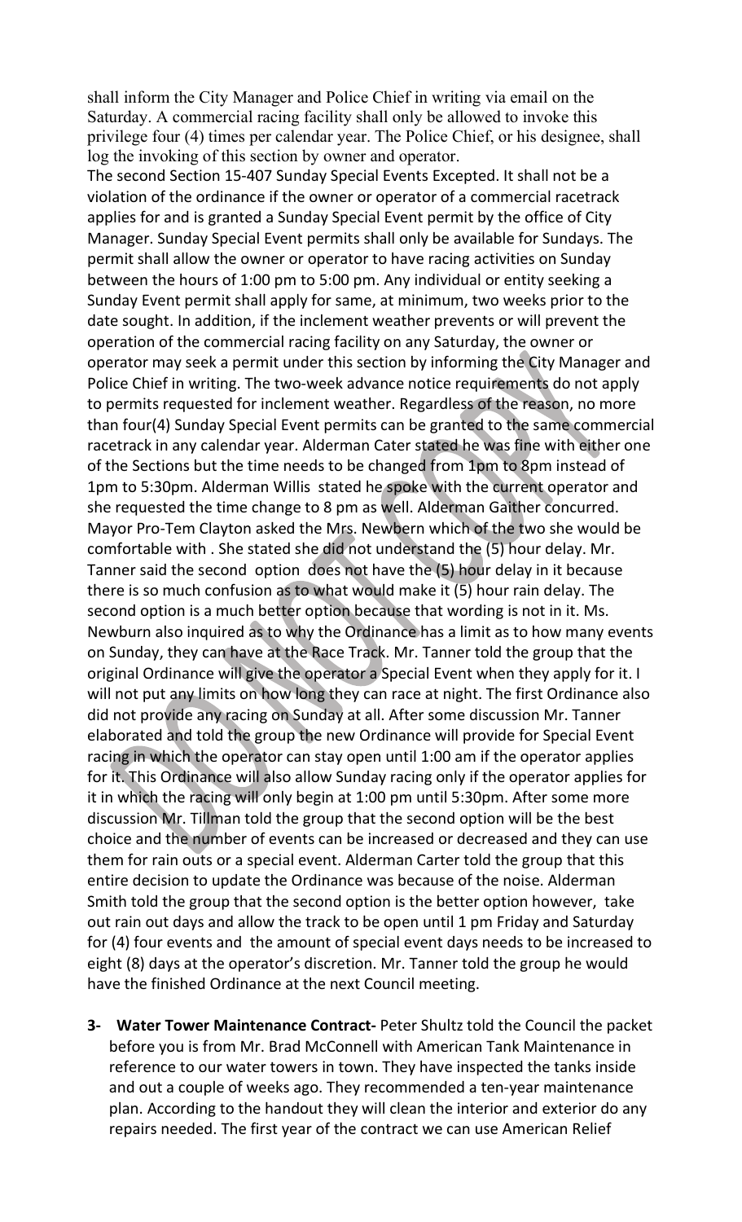shall inform the City Manager and Police Chief in writing via email on the Saturday. A commercial racing facility shall only be allowed to invoke this privilege four (4) times per calendar year. The Police Chief, or his designee, shall log the invoking of this section by owner and operator.

The second Section 15-407 Sunday Special Events Excepted. It shall not be a violation of the ordinance if the owner or operator of a commercial racetrack applies for and is granted a Sunday Special Event permit by the office of City Manager. Sunday Special Event permits shall only be available for Sundays. The permit shall allow the owner or operator to have racing activities on Sunday between the hours of 1:00 pm to 5:00 pm. Any individual or entity seeking a Sunday Event permit shall apply for same, at minimum, two weeks prior to the date sought. In addition, if the inclement weather prevents or will prevent the operation of the commercial racing facility on any Saturday, the owner or operator may seek a permit under this section by informing the City Manager and Police Chief in writing. The two-week advance notice requirements do not apply to permits requested for inclement weather. Regardless of the reason, no more than four(4) Sunday Special Event permits can be granted to the same commercial racetrack in any calendar year. Alderman Cater stated he was fine with either one of the Sections but the time needs to be changed from 1pm to 8pm instead of 1pm to 5:30pm. Alderman Willis stated he spoke with the current operator and she requested the time change to 8 pm as well. Alderman Gaither concurred. Mayor Pro-Tem Clayton asked the Mrs. Newbern which of the two she would be comfortable with . She stated she did not understand the (5) hour delay. Mr. Tanner said the second option does not have the (5) hour delay in it because there is so much confusion as to what would make it (5) hour rain delay. The second option is a much better option because that wording is not in it. Ms. Newburn also inquired as to why the Ordinance has a limit as to how many events on Sunday, they can have at the Race Track. Mr. Tanner told the group that the original Ordinance will give the operator a Special Event when they apply for it. I will not put any limits on how long they can race at night. The first Ordinance also did not provide any racing on Sunday at all. After some discussion Mr. Tanner elaborated and told the group the new Ordinance will provide for Special Event racing in which the operator can stay open until 1:00 am if the operator applies for it. This Ordinance will also allow Sunday racing only if the operator applies for it in which the racing will only begin at 1:00 pm until 5:30pm. After some more discussion Mr. Tillman told the group that the second option will be the best choice and the number of events can be increased or decreased and they can use them for rain outs or a special event. Alderman Carter told the group that this entire decision to update the Ordinance was because of the noise. Alderman Smith told the group that the second option is the better option however, take out rain out days and allow the track to be open until 1 pm Friday and Saturday for (4) four events and the amount of special event days needs to be increased to eight (8) days at the operator's discretion. Mr. Tanner told the group he would have the finished Ordinance at the next Council meeting.

3- **Water Tower Maintenance Contract-** Peter Shultz told the Council the packet before you is from Mr. Brad McConnell with American Tank Maintenance in reference to our water towers in town. They have inspected the tanks inside and out a couple of weeks ago. They recommended a ten-year maintenance plan. According to the handout they will clean the interior and exterior do any repairs needed. The first year of the contract we can use American Relief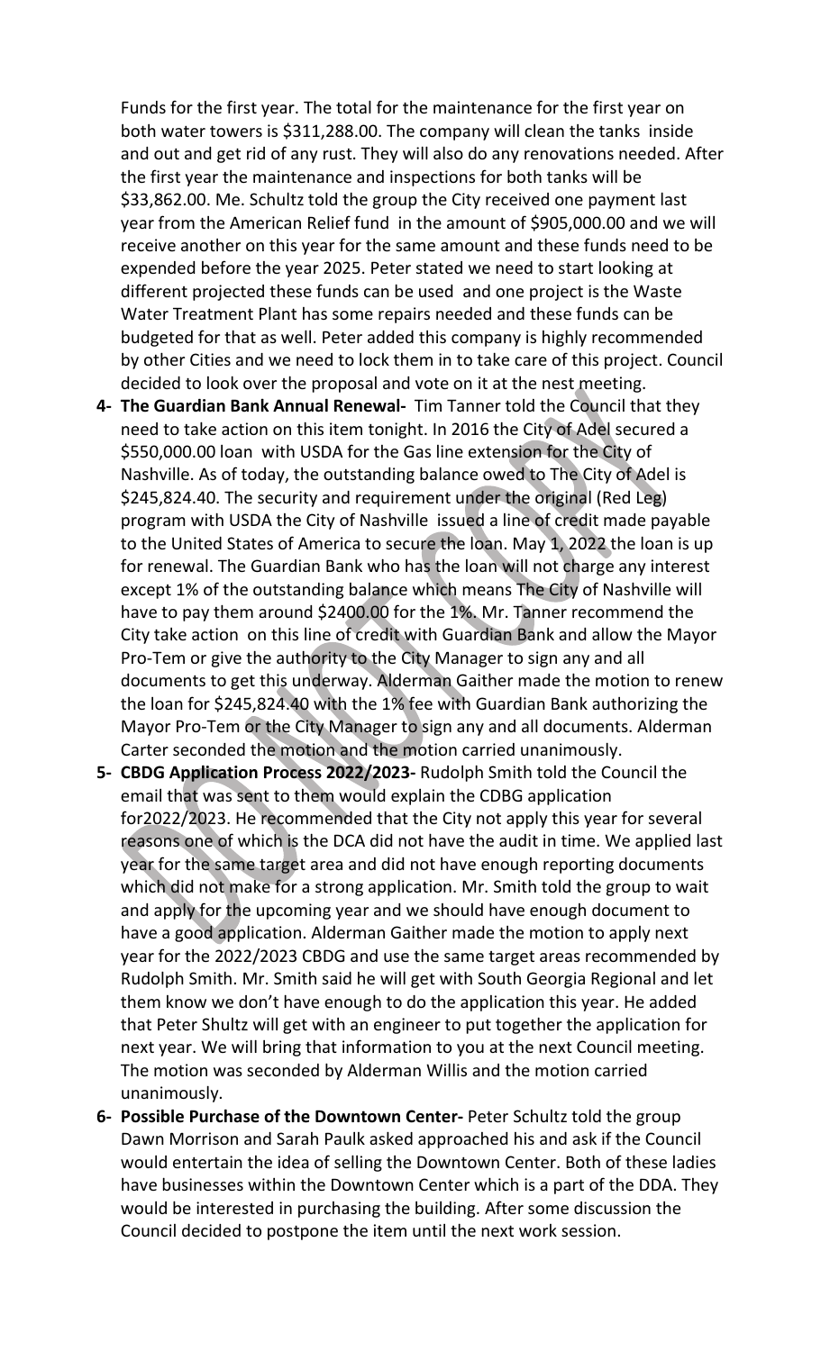Funds for the first year. The total for the maintenance for the first year on both water towers is $311,288.00. The company will clean the tanks inside and out and get rid of any rust. They will also do any renovations needed. After the first year the maintenance and inspections for both tanks will be $33,862.00. Me. Schultz told the group the City received one payment last year from the American Relief fund in the amount of $905,000.00 and we will receive another on this year for the same amount and these funds need to be expended before the year 2025. Peter stated we need to start looking at different projected these funds can be used and one project is the Waste Water Treatment Plant has some repairs needed and these funds can be budgeted for that as well. Peter added this company is highly recommended by other Cities and we need to lock them in to take care of this project. Council decided to look over the proposal and vote on it at the nest meeting.

4- **The Guardian Bank Annual Renewal-** Tim Tanner told the Council that they need to take action on this item tonight. In 2016 the City of Adel secured a $550,000.00 loan with USDA for the Gas line extension for the City of Nashville. As of today, the outstanding balance owed to The City of Adel is $245,824.40. The security and requirement under the original (Red Leg) program with USDA the City of Nashville issued a line of credit made payable to the United States of America to secure the loan. May 1, 2022 the loan is up for renewal. The Guardian Bank who has the loan will not charge any interest except 1% of the outstanding balance which means The City of Nashville will have to pay them around $2400.00 for the 1%. Mr. Tanner recommend the City take action on this line of credit with Guardian Bank and allow the Mayor Pro-Tem or give the authority to the City Manager to sign any and all documents to get this underway. Alderman Gaither made the motion to renew the loan for $245,824.40 with the 1% fee with Guardian Bank authorizing the Mayor Pro-Tem or the City Manager to sign any and all documents. Alderman Carter seconded the motion and the motion carried unanimously.

5- **CBDG Application Process 2022/2023-** Rudolph Smith told the Council the email that was sent to them would explain the CDBG application for2022/2023. He recommended that the City not apply this year for several reasons one of which is the DCA did not have the audit in time. We applied last year for the same target area and did not have enough reporting documents which did not make for a strong application. Mr. Smith told the group to wait and apply for the upcoming year and we should have enough document to have a good application. Alderman Gaither made the motion to apply next year for the 2022/2023 CBDG and use the same target areas recommended by Rudolph Smith. Mr. Smith said he will get with South Georgia Regional and let them know we don't have enough to do the application this year. He added that Peter Shultz will get with an engineer to put together the application for next year. We will bring that information to you at the next Council meeting. The motion was seconded by Alderman Willis and the motion carried unanimously.

6- **Possible Purchase of the Downtown Center-** Peter Schultz told the group Dawn Morrison and Sarah Paulk asked approached his and ask if the Council would entertain the idea of selling the Downtown Center. Both of these ladies have businesses within the Downtown Center which is a part of the DDA. They would be interested in purchasing the building. After some discussion the Council decided to postpone the item until the next work session.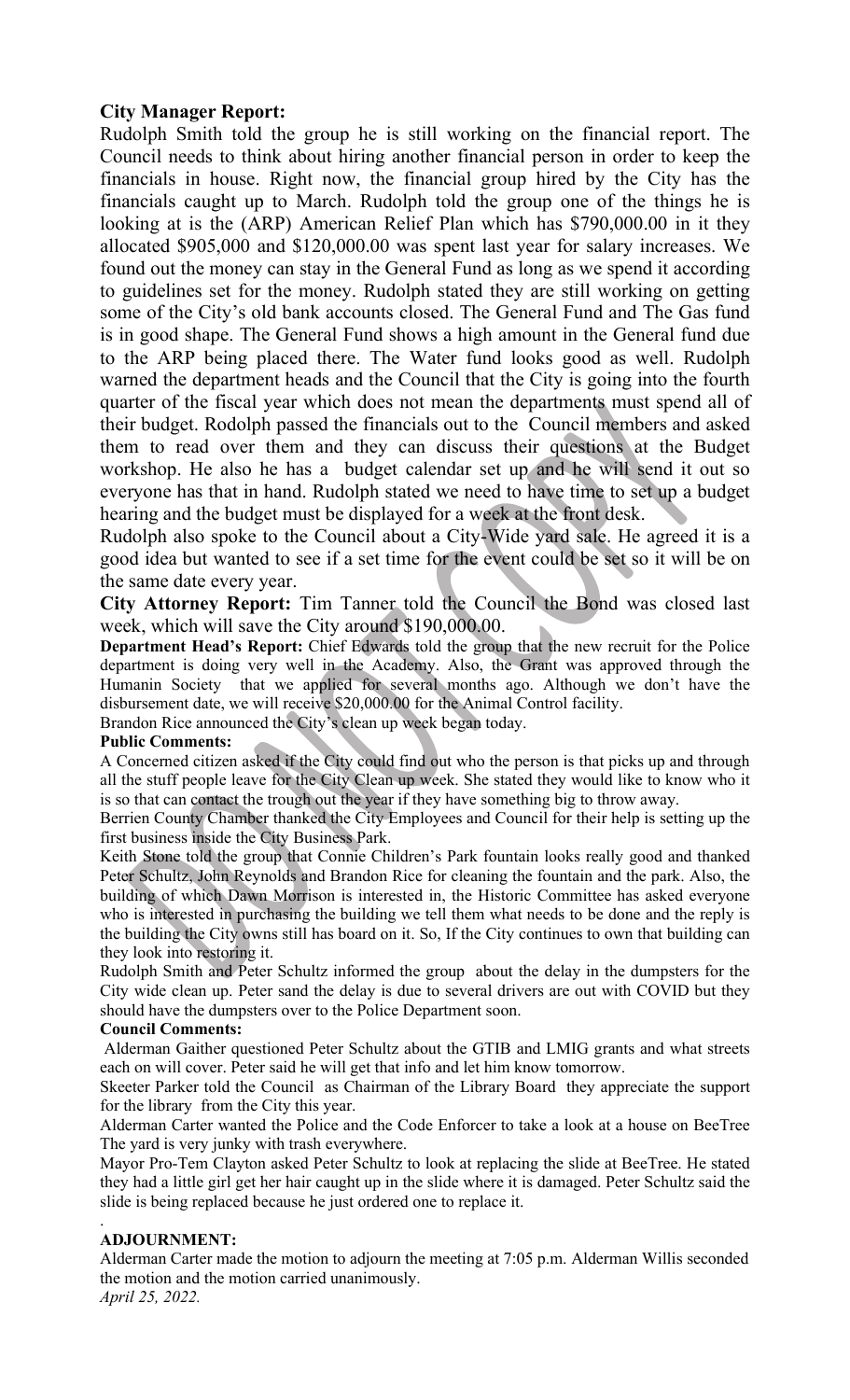**City Manager Report:**

Rudolph Smith told the group he is still working on the financial report. The Council needs to think about hiring another financial person in order to keep the financials in house. Right now, the financial group hired by the City has the financials caught up to March. Rudolph told the group one of the things he is looking at is the (ARP) American Relief Plan which has $790,000.00 in it they allocated $905,000 and $120,000.00 was spent last year for salary increases. We found out the money can stay in the General Fund as long as we spend it according to guidelines set for the money. Rudolph stated they are still working on getting some of the City's old bank accounts closed. The General Fund and The Gas fund is in good shape. The General Fund shows a high amount in the General fund due to the ARP being placed there. The Water fund looks good as well. Rudolph warned the department heads and the Council that the City is going into the fourth quarter of the fiscal year which does not mean the departments must spend all of their budget. Rodolph passed the financials out to the Council members and asked them to read over them and they can discuss their questions at the Budget workshop. He also he has a budget calendar set up and he will send it out so everyone has that in hand. Rudolph stated we need to have time to set up a budget hearing and the budget must be displayed for a week at the front desk.

Rudolph also spoke to the Council about a City-Wide yard sale. He agreed it is a good idea but wanted to see if a set time for the event could be set so it will be on the same date every year.

**City Attorney Report:** Tim Tanner told the Council the Bond was closed last week, which will save the City around $190,000.00.

**Department Head's Report:** Chief Edwards told the group that the new recruit for the Police department is doing very well in the Academy. Also, the Grant was approved through the Humanin Society that we applied for several months ago. Although we don't have the disbursement date, we will receive $20,000.00 for the Animal Control facility.

Brandon Rice announced the City's clean up week began today.

**Public Comments:**

A Concerned citizen asked if the City could find out who the person is that picks up and through all the stuff people leave for the City Clean up week. She stated they would like to know who it is so that can contact the trough out the year if they have something big to throw away.

Berrien County Chamber thanked the City Employees and Council for their help is setting up the first business inside the City Business Park.

Keith Stone told the group that Connie Children's Park fountain looks really good and thanked Peter Schultz, John Reynolds and Brandon Rice for cleaning the fountain and the park. Also, the building of which Dawn Morrison is interested in, the Historic Committee has asked everyone who is interested in purchasing the building we tell them what needs to be done and the reply is the building the City owns still has board on it. So, If the City continues to own that building can they look into restoring it.

Rudolph Smith and Peter Schultz informed the group about the delay in the dumpsters for the City wide clean up. Peter sand the delay is due to several drivers are out with COVID but they should have the dumpsters over to the Police Department soon.

**Council Comments:**

Alderman Gaither questioned Peter Schultz about the GTIB and LMIG grants and what streets each on will cover. Peter said he will get that info and let him know tomorrow.

Skeeter Parker told the Council as Chairman of the Library Board they appreciate the support for the library from the City this year.

Alderman Carter wanted the Police and the Code Enforcer to take a look at a house on BeeTree The yard is very junky with trash everywhere.

Mayor Pro-Tem Clayton asked Peter Schultz to look at replacing the slide at BeeTree. He stated they had a little girl get her hair caught up in the slide where it is damaged. Peter Schultz said the slide is being replaced because he just ordered one to replace it.

**ADJOURNMENT:**

Alderman Carter made the motion to adjourn the meeting at 7:05 p.m. Alderman Willis seconded the motion and the motion carried unanimously.

*April 25, 2022.*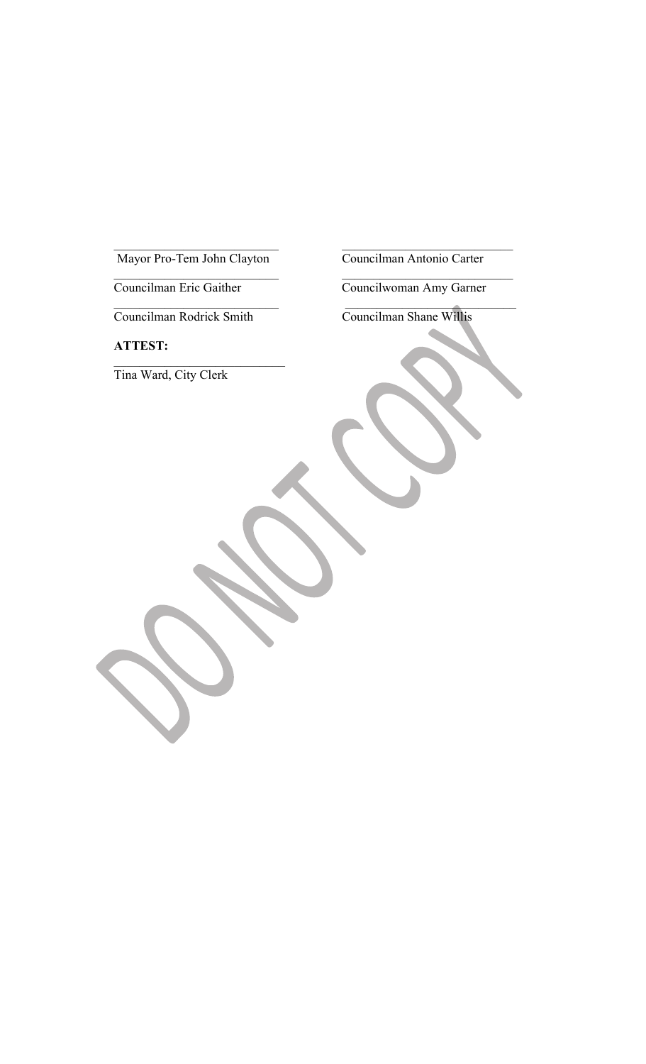\_\_\_\_\_\_\_\_\_\_\_\_\_\_\_\_\_\_\_\_\_\_\_\_\_\_\_\_
Mayor Pro-Tem John Clayton

\_\_\_\_\_\_\_\_\_\_\_\_\_\_\_\_\_\_\_\_\_\_\_\_\_\_\_\_
Councilman Antonio Carter

\_\_\_\_\_\_\_\_\_\_\_\_\_\_\_\_\_\_\_\_\_\_\_\_\_\_\_\_
Councilman Eric Gaither

\_\_\_\_\_\_\_\_\_\_\_\_\_\_\_\_\_\_\_\_\_\_\_\_\_\_\_\_
Councilwoman Amy Garner

\_\_\_\_\_\_\_\_\_\_\_\_\_\_\_\_\_\_\_\_\_\_\_\_\_\_\_\_
Councilman Rodrick Smith

\_\_\_\_\_\_\_\_\_\_\_\_\_\_\_\_\_\_\_\_\_\_\_\_\_\_\_\_
Councilman Shane Willis

**ATTEST:**

\_\_\_\_\_\_\_\_\_\_\_\_\_\_\_\_\_\_\_\_\_\_\_\_\_\_\_\_
Tina Ward, City Clerk